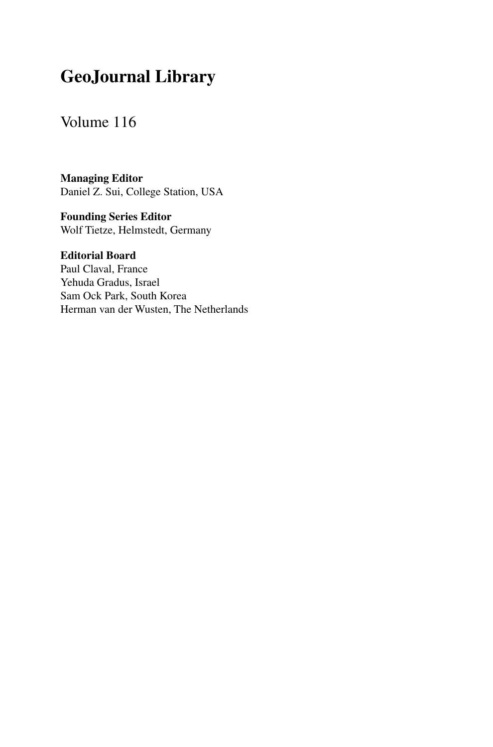# GeoJournal Library

Volume 116

**Managing Editor**
Daniel Z. Sui, College Station, USA

**Founding Series Editor**
Wolf Tietze, Helmstedt, Germany

**Editorial Board**
Paul Claval, France
Yehuda Gradus, Israel
Sam Ock Park, South Korea
Herman van der Wusten, The Netherlands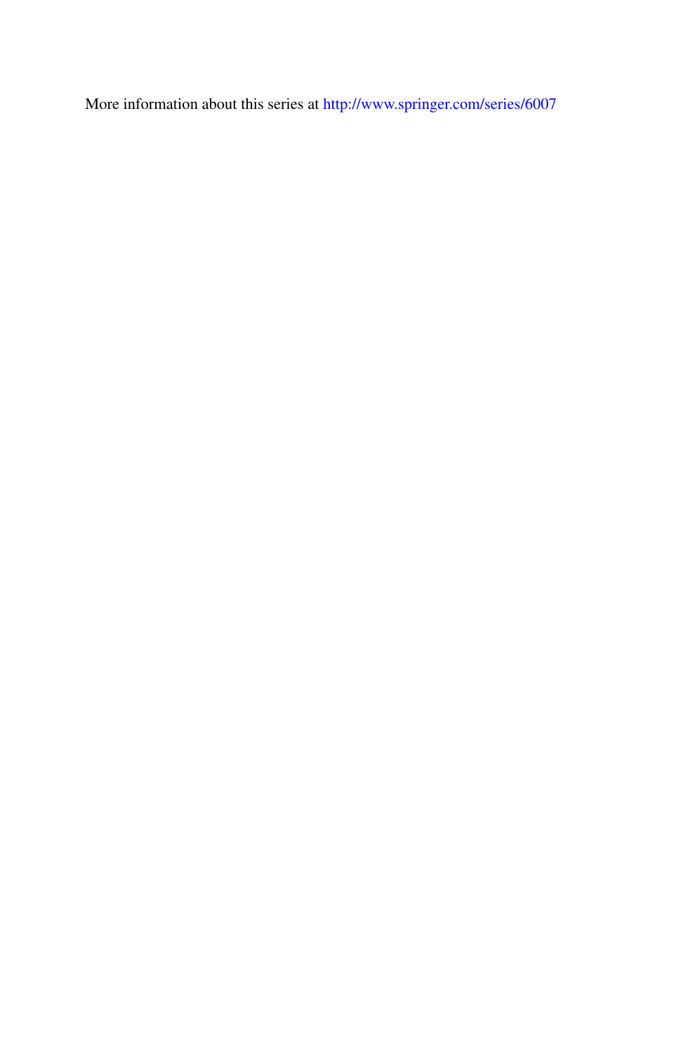More information about this series at http://www.springer.com/series/6007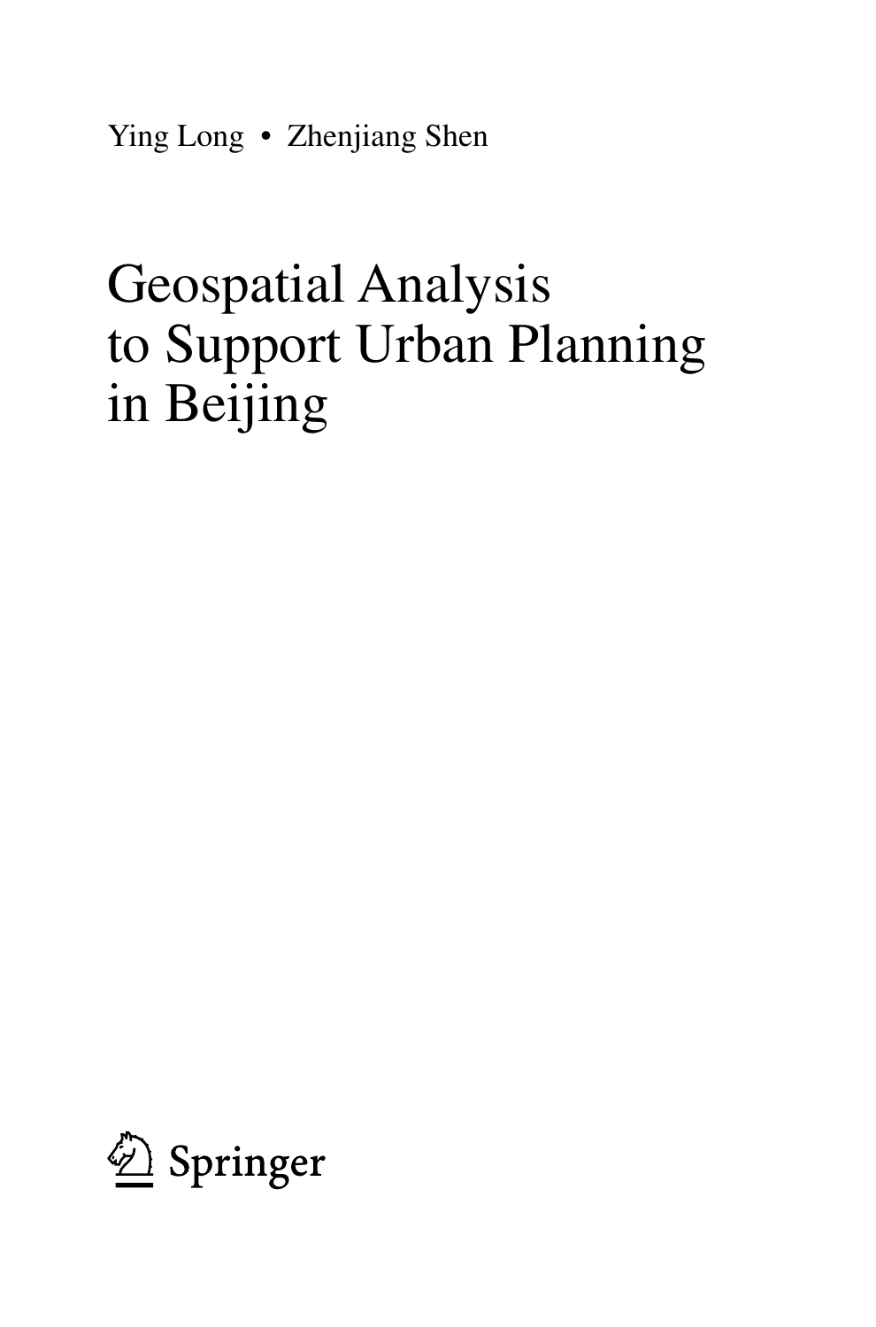Ying Long • Zhenjiang Shen

# Geospatial Analysis to Support Urban Planning in Beijing

Springer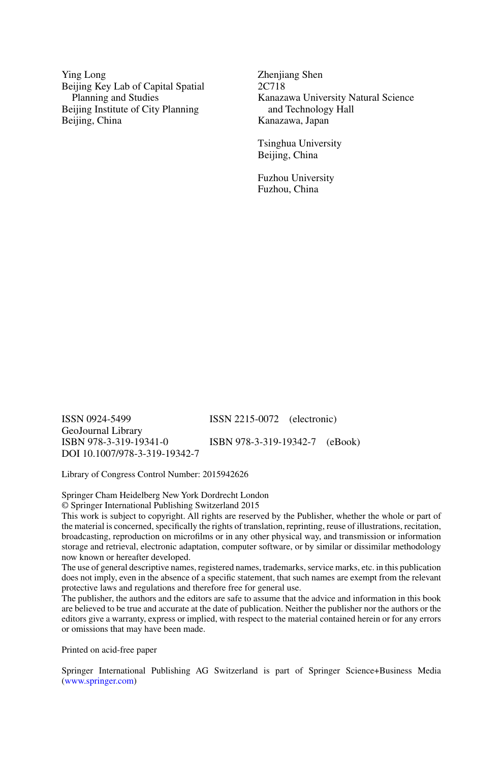Ying Long
Beijing Key Lab of Capital Spatial Planning and Studies
Beijing Institute of City Planning
Beijing, China

Zhenjiang Shen
2C718
Kanazawa University Natural Science and Technology Hall
Kanazawa, Japan

Tsinghua University
Beijing, China

Fuzhou University
Fuzhou, China

ISSN 0924-5499 ISSN 2215-0072 (electronic)
GeoJournal Library
ISBN 978-3-319-19341-0 ISBN 978-3-319-19342-7 (eBook)
DOI 10.1007/978-3-319-19342-7

Library of Congress Control Number: 2015942626

Springer Cham Heidelberg New York Dordrecht London
© Springer International Publishing Switzerland 2015
This work is subject to copyright. All rights are reserved by the Publisher, whether the whole or part of the material is concerned, specifically the rights of translation, reprinting, reuse of illustrations, recitation, broadcasting, reproduction on microfilms or in any other physical way, and transmission or information storage and retrieval, electronic adaptation, computer software, or by similar or dissimilar methodology now known or hereafter developed.
The use of general descriptive names, registered names, trademarks, service marks, etc. in this publication does not imply, even in the absence of a specific statement, that such names are exempt from the relevant protective laws and regulations and therefore free for general use.
The publisher, the authors and the editors are safe to assume that the advice and information in this book are believed to be true and accurate at the date of publication. Neither the publisher nor the authors or the editors give a warranty, express or implied, with respect to the material contained herein or for any errors or omissions that may have been made.

Printed on acid-free paper

Springer International Publishing AG Switzerland is part of Springer Science+Business Media (www.springer.com)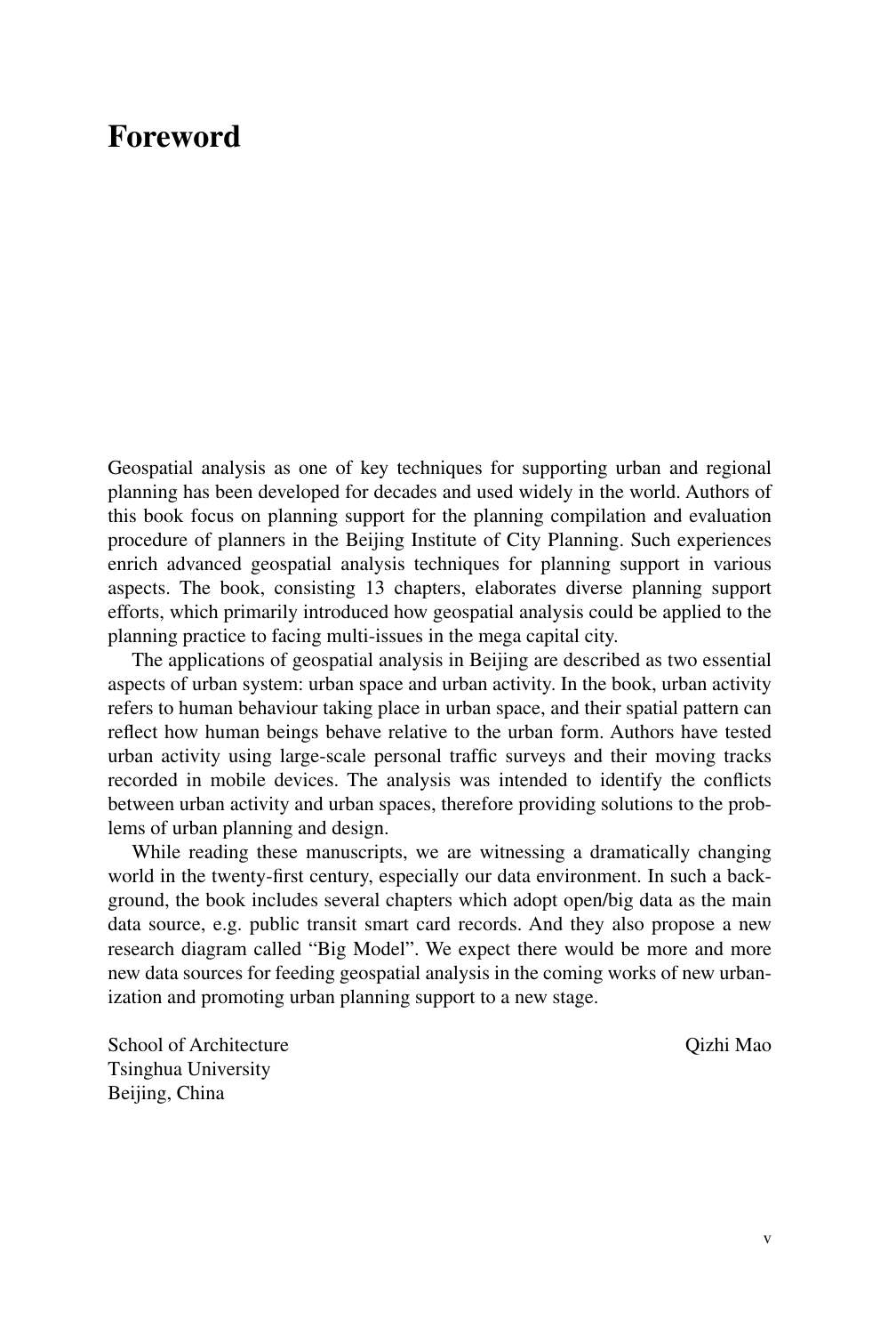# Foreword

Geospatial analysis as one of key techniques for supporting urban and regional planning has been developed for decades and used widely in the world. Authors of this book focus on planning support for the planning compilation and evaluation procedure of planners in the Beijing Institute of City Planning. Such experiences enrich advanced geospatial analysis techniques for planning support in various aspects. The book, consisting 13 chapters, elaborates diverse planning support efforts, which primarily introduced how geospatial analysis could be applied to the planning practice to facing multi-issues in the mega capital city.

The applications of geospatial analysis in Beijing are described as two essential aspects of urban system: urban space and urban activity. In the book, urban activity refers to human behaviour taking place in urban space, and their spatial pattern can reflect how human beings behave relative to the urban form. Authors have tested urban activity using large-scale personal traffic surveys and their moving tracks recorded in mobile devices. The analysis was intended to identify the conflicts between urban activity and urban spaces, therefore providing solutions to the problems of urban planning and design.

While reading these manuscripts, we are witnessing a dramatically changing world in the twenty-first century, especially our data environment. In such a background, the book includes several chapters which adopt open/big data as the main data source, e.g. public transit smart card records. And they also propose a new research diagram called "Big Model". We expect there would be more and more new data sources for feeding geospatial analysis in the coming works of new urbanization and promoting urban planning support to a new stage.

School of Architecture
Tsinghua University
Beijing, China

Qizhi Mao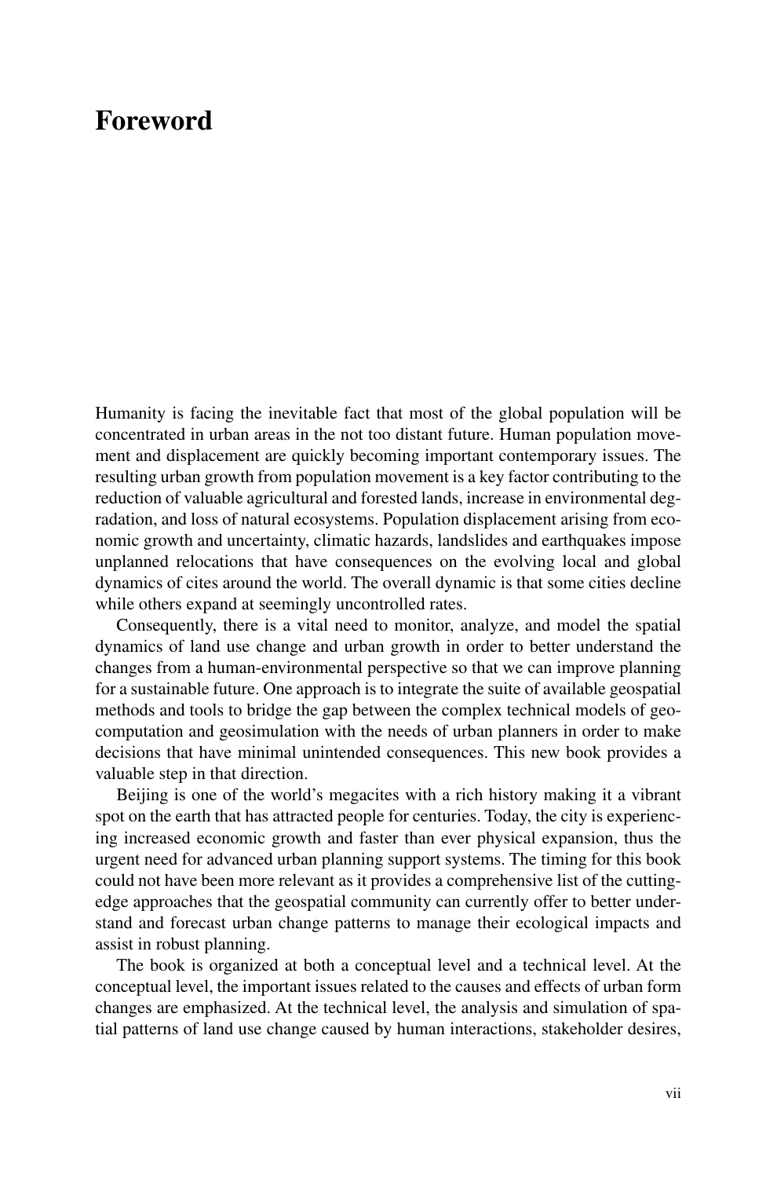# Foreword

Humanity is facing the inevitable fact that most of the global population will be concentrated in urban areas in the not too distant future. Human population movement and displacement are quickly becoming important contemporary issues. The resulting urban growth from population movement is a key factor contributing to the reduction of valuable agricultural and forested lands, increase in environmental degradation, and loss of natural ecosystems. Population displacement arising from economic growth and uncertainty, climatic hazards, landslides and earthquakes impose unplanned relocations that have consequences on the evolving local and global dynamics of cites around the world. The overall dynamic is that some cities decline while others expand at seemingly uncontrolled rates.

Consequently, there is a vital need to monitor, analyze, and model the spatial dynamics of land use change and urban growth in order to better understand the changes from a human-environmental perspective so that we can improve planning for a sustainable future. One approach is to integrate the suite of available geospatial methods and tools to bridge the gap between the complex technical models of geocomputation and geosimulation with the needs of urban planners in order to make decisions that have minimal unintended consequences. This new book provides a valuable step in that direction.

Beijing is one of the world's megacites with a rich history making it a vibrant spot on the earth that has attracted people for centuries. Today, the city is experiencing increased economic growth and faster than ever physical expansion, thus the urgent need for advanced urban planning support systems. The timing for this book could not have been more relevant as it provides a comprehensive list of the cutting-edge approaches that the geospatial community can currently offer to better understand and forecast urban change patterns to manage their ecological impacts and assist in robust planning.

The book is organized at both a conceptual level and a technical level. At the conceptual level, the important issues related to the causes and effects of urban form changes are emphasized. At the technical level, the analysis and simulation of spatial patterns of land use change caused by human interactions, stakeholder desires,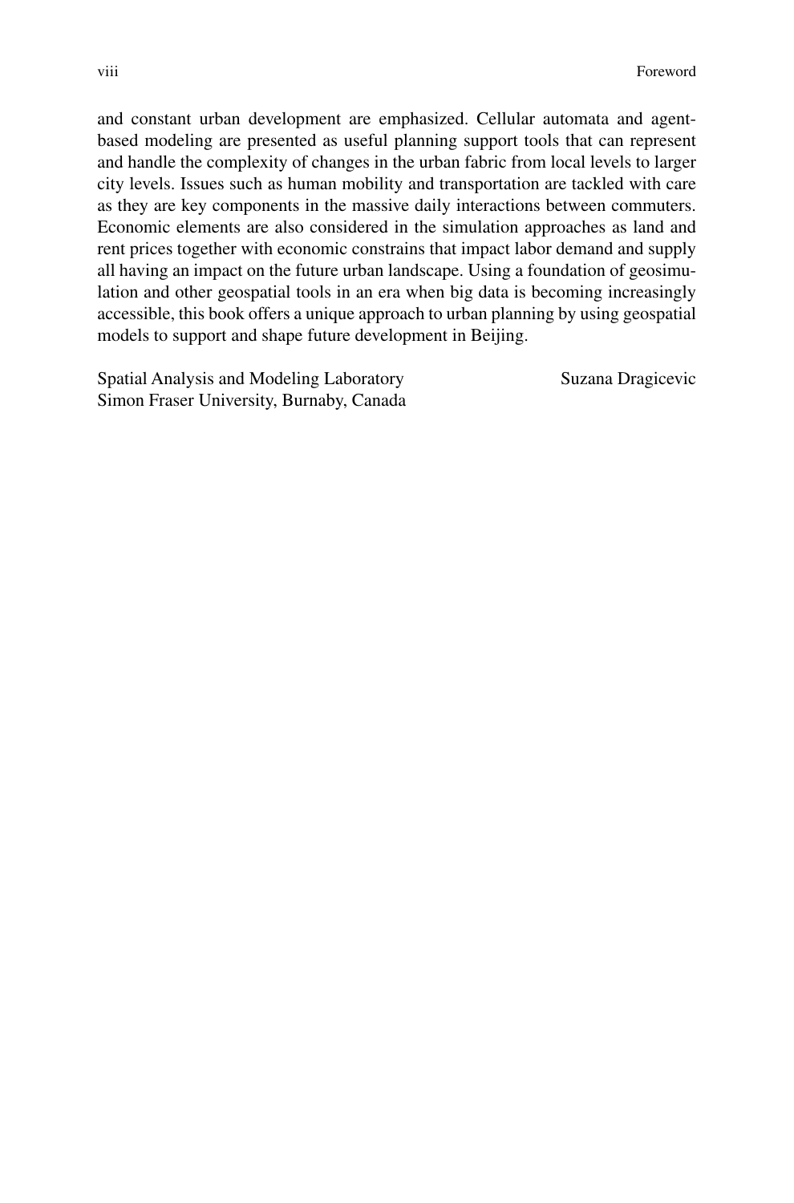and constant urban development are emphasized. Cellular automata and agent-based modeling are presented as useful planning support tools that can represent and handle the complexity of changes in the urban fabric from local levels to larger city levels. Issues such as human mobility and transportation are tackled with care as they are key components in the massive daily interactions between commuters. Economic elements are also considered in the simulation approaches as land and rent prices together with economic constrains that impact labor demand and supply all having an impact on the future urban landscape. Using a foundation of geosimulation and other geospatial tools in an era when big data is becoming increasingly accessible, this book offers a unique approach to urban planning by using geospatial models to support and shape future development in Beijing.

Spatial Analysis and Modeling Laboratory
Simon Fraser University, Burnaby, Canada

Suzana Dragicevic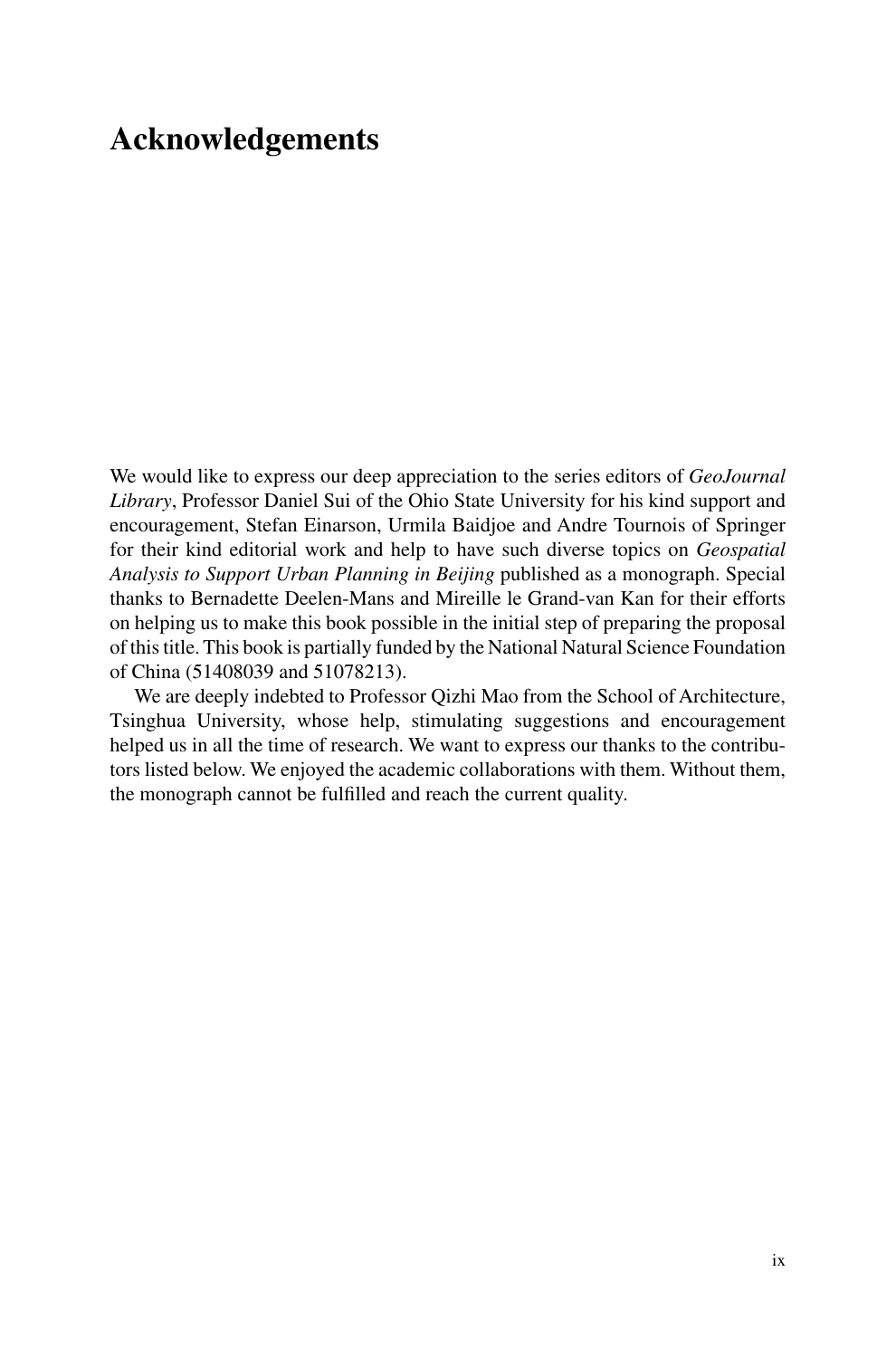# Acknowledgements

We would like to express our deep appreciation to the series editors of *GeoJournal Library*, Professor Daniel Sui of the Ohio State University for his kind support and encouragement, Stefan Einarson, Urmila Baidjoe and Andre Tournois of Springer for their kind editorial work and help to have such diverse topics on *Geospatial Analysis to Support Urban Planning in Beijing* published as a monograph. Special thanks to Bernadette Deelen-Mans and Mireille le Grand-van Kan for their efforts on helping us to make this book possible in the initial step of preparing the proposal of this title. This book is partially funded by the National Natural Science Foundation of China (51408039 and 51078213).

We are deeply indebted to Professor Qizhi Mao from the School of Architecture, Tsinghua University, whose help, stimulating suggestions and encouragement helped us in all the time of research. We want to express our thanks to the contributors listed below. We enjoyed the academic collaborations with them. Without them, the monograph cannot be fulfilled and reach the current quality.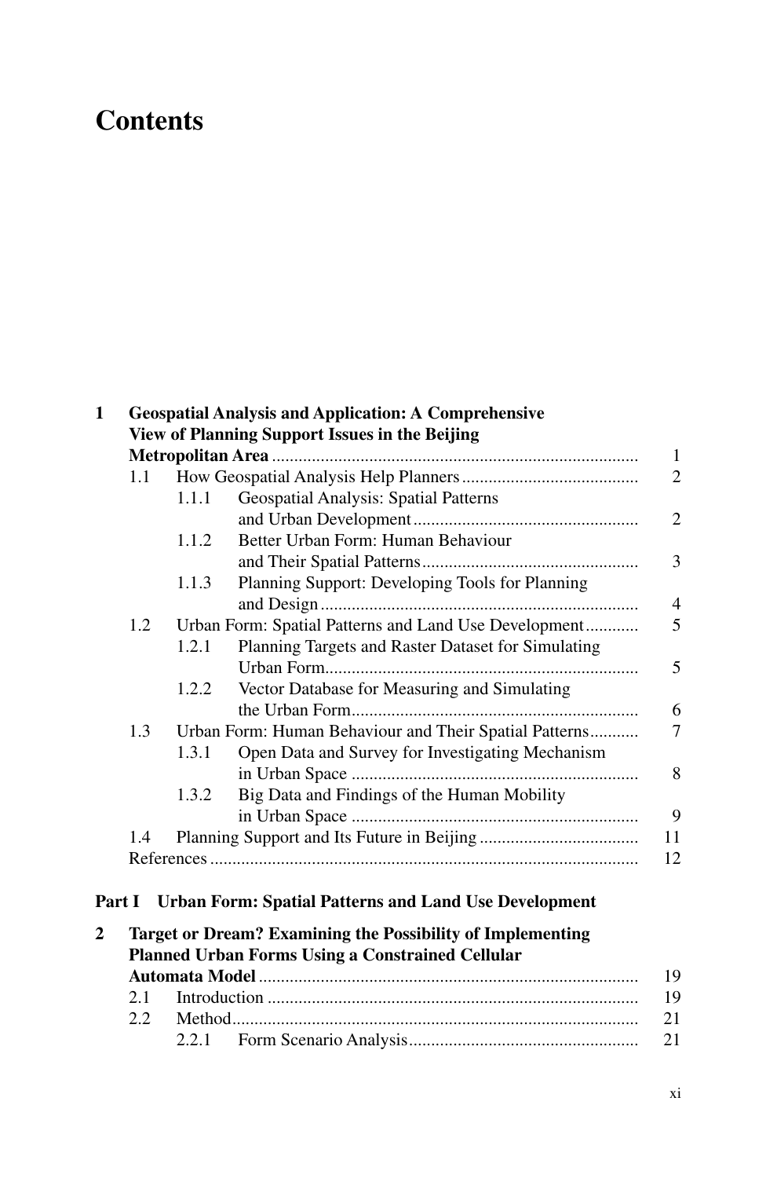# Contents

**1 Geospatial Analysis and Application: A Comprehensive View of Planning Support Issues in the Beijing Metropolitan Area** ..... 1

- 1.1 How Geospatial Analysis Help Planners ..... 2
  - 1.1.1 Geospatial Analysis: Spatial Patterns and Urban Development ..... 2
  - 1.1.2 Better Urban Form: Human Behaviour and Their Spatial Patterns ..... 3
  - 1.1.3 Planning Support: Developing Tools for Planning and Design ..... 4
- 1.2 Urban Form: Spatial Patterns and Land Use Development ..... 5
  - 1.2.1 Planning Targets and Raster Dataset for Simulating Urban Form ..... 5
  - 1.2.2 Vector Database for Measuring and Simulating the Urban Form ..... 6
- 1.3 Urban Form: Human Behaviour and Their Spatial Patterns ..... 7
  - 1.3.1 Open Data and Survey for Investigating Mechanism in Urban Space ..... 8
  - 1.3.2 Big Data and Findings of the Human Mobility in Urban Space ..... 9
- 1.4 Planning Support and Its Future in Beijing ..... 11
- References ..... 12

**Part I Urban Form: Spatial Patterns and Land Use Development**

**2 Target or Dream? Examining the Possibility of Implementing Planned Urban Forms Using a Constrained Cellular Automata Model** ..... 19

- 2.1 Introduction ..... 19
- 2.2 Method ..... 21
  - 2.2.1 Form Scenario Analysis ..... 21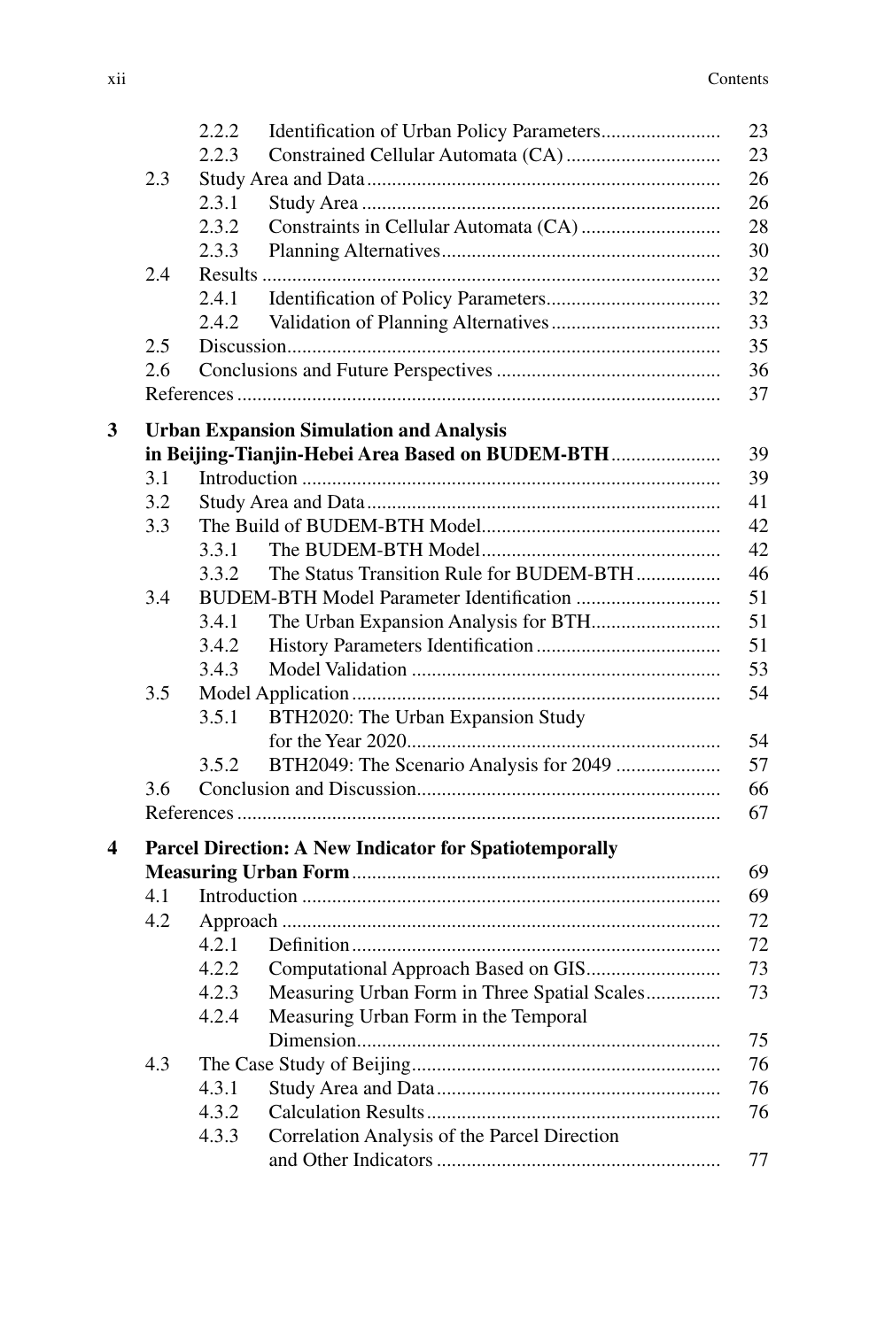2.2.2 Identification of Urban Policy Parameters........................ 23
2.2.3 Constrained Cellular Automata (CA)............................... 23

2.3 Study Area and Data....................................................................... 26

2.3.1 Study Area........................................................................ 26
2.3.2 Constraints in Cellular Automata (CA)............................ 28
2.3.3 Planning Alternatives........................................................ 30

2.4 Results............................................................................................ 32

2.4.1 Identification of Policy Parameters................................... 32
2.4.2 Validation of Planning Alternatives.................................. 33

2.5 Discussion....................................................................................... 35

2.6 Conclusions and Future Perspectives............................................. 36

References.............................................................................................. 37

**3 Urban Expansion Simulation and Analysis in Beijing-Tianjin-Hebei Area Based on BUDEM-BTH**...................... 39

3.1 Introduction.................................................................................... 39

3.2 Study Area and Data....................................................................... 41

3.3 The Build of BUDEM-BTH Model................................................ 42

3.3.1 The BUDEM-BTH Model................................................ 42
3.3.2 The Status Transition Rule for BUDEM-BTH................. 46

3.4 BUDEM-BTH Model Parameter Identification............................. 51

3.4.1 The Urban Expansion Analysis for BTH.......................... 51
3.4.2 History Parameters Identification..................................... 51
3.4.3 Model Validation.............................................................. 53

3.5 Model Application.......................................................................... 54

3.5.1 BTH2020: The Urban Expansion Study for the Year 2020............................................................... 54
3.5.2 BTH2049: The Scenario Analysis for 2049..................... 57

3.6 Conclusion and Discussion............................................................. 66

References.............................................................................................. 67

**4 Parcel Direction: A New Indicator for Spatiotemporally Measuring Urban Form**.......................................................................... 69

4.1 Introduction.................................................................................... 69

4.2 Approach........................................................................................ 72

4.2.1 Definition.......................................................................... 72
4.2.2 Computational Approach Based on GIS........................... 73
4.2.3 Measuring Urban Form in Three Spatial Scales............... 73
4.2.4 Measuring Urban Form in the Temporal Dimension......................................................................... 75

4.3 The Case Study of Beijing.............................................................. 76

4.3.1 Study Area and Data......................................................... 76
4.3.2 Calculation Results........................................................... 76
4.3.3 Correlation Analysis of the Parcel Direction and Other Indicators......................................................... 77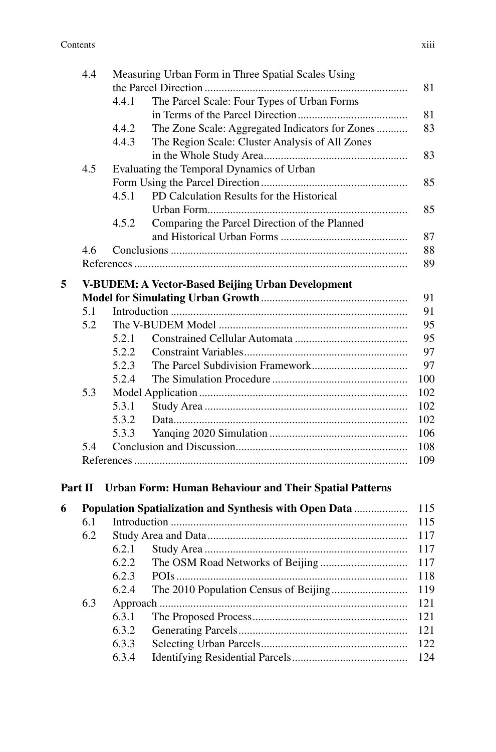4.4 Measuring Urban Form in Three Spatial Scales Using the Parcel Direction ........ 81
   4.4.1 The Parcel Scale: Four Types of Urban Forms in Terms of the Parcel Direction ........ 81
   4.4.2 The Zone Scale: Aggregated Indicators for Zones ........ 83
   4.4.3 The Region Scale: Cluster Analysis of All Zones in the Whole Study Area ........ 83
4.5 Evaluating the Temporal Dynamics of Urban Form Using the Parcel Direction ........ 85
   4.5.1 PD Calculation Results for the Historical Urban Form ........ 85
   4.5.2 Comparing the Parcel Direction of the Planned and Historical Urban Forms ........ 87
4.6 Conclusions ........ 88
References ........ 89

**5 V-BUDEM: A Vector-Based Beijing Urban Development Model for Simulating Urban Growth** ........ 91
5.1 Introduction ........ 91
5.2 The V-BUDEM Model ........ 95
   5.2.1 Constrained Cellular Automata ........ 95
   5.2.2 Constraint Variables ........ 97
   5.2.3 The Parcel Subdivision Framework ........ 97
   5.2.4 The Simulation Procedure ........ 100
5.3 Model Application ........ 102
   5.3.1 Study Area ........ 102
   5.3.2 Data ........ 102
   5.3.3 Yanqing 2020 Simulation ........ 106
5.4 Conclusion and Discussion ........ 108
References ........ 109

**Part II Urban Form: Human Behaviour and Their Spatial Patterns**

**6 Population Spatialization and Synthesis with Open Data** ........ 115
6.1 Introduction ........ 115
6.2 Study Area and Data ........ 117
   6.2.1 Study Area ........ 117
   6.2.2 The OSM Road Networks of Beijing ........ 117
   6.2.3 POIs ........ 118
   6.2.4 The 2010 Population Census of Beijing ........ 119
6.3 Approach ........ 121
   6.3.1 The Proposed Process ........ 121
   6.3.2 Generating Parcels ........ 121
   6.3.3 Selecting Urban Parcels ........ 122
   6.3.4 Identifying Residential Parcels ........ 124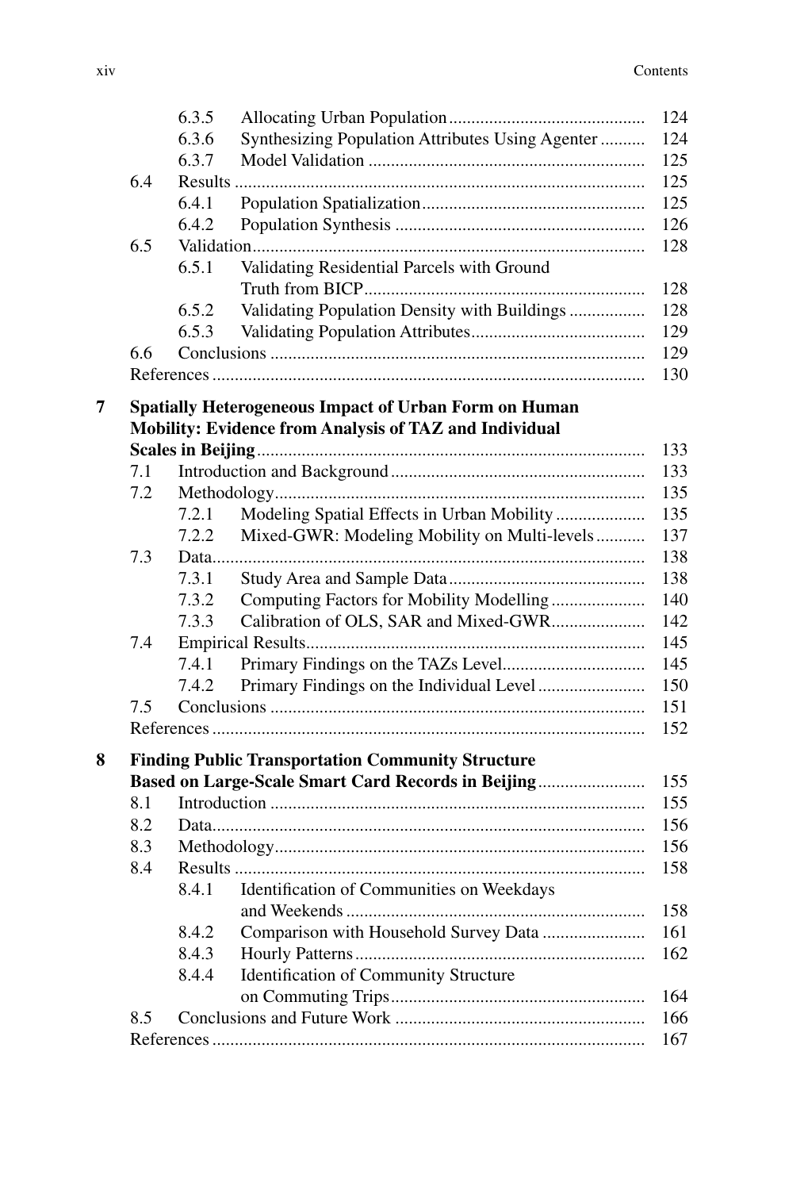- 6.3.5 Allocating Urban Population ... 124
- 6.3.6 Synthesizing Population Attributes Using Agenter ... 124
- 6.3.7 Model Validation ... 125
- 6.4 Results ... 125
  - 6.4.1 Population Spatialization ... 125
  - 6.4.2 Population Synthesis ... 126
- 6.5 Validation ... 128
  - 6.5.1 Validating Residential Parcels with Ground Truth from BICP ... 128
  - 6.5.2 Validating Population Density with Buildings ... 128
  - 6.5.3 Validating Population Attributes ... 129
- 6.6 Conclusions ... 129
- References ... 130

**7 Spatially Heterogeneous Impact of Urban Form on Human Mobility: Evidence from Analysis of TAZ and Individual Scales in Beijing ... 133**

- 7.1 Introduction and Background ... 133
- 7.2 Methodology ... 135
  - 7.2.1 Modeling Spatial Effects in Urban Mobility ... 135
  - 7.2.2 Mixed-GWR: Modeling Mobility on Multi-levels ... 137
- 7.3 Data ... 138
  - 7.3.1 Study Area and Sample Data ... 138
  - 7.3.2 Computing Factors for Mobility Modelling ... 140
  - 7.3.3 Calibration of OLS, SAR and Mixed-GWR ... 142
- 7.4 Empirical Results ... 145
  - 7.4.1 Primary Findings on the TAZs Level ... 145
  - 7.4.2 Primary Findings on the Individual Level ... 150
- 7.5 Conclusions ... 151
- References ... 152

**8 Finding Public Transportation Community Structure Based on Large-Scale Smart Card Records in Beijing ... 155**

- 8.1 Introduction ... 155
- 8.2 Data ... 156
- 8.3 Methodology ... 156
- 8.4 Results ... 158
  - 8.4.1 Identification of Communities on Weekdays and Weekends ... 158
  - 8.4.2 Comparison with Household Survey Data ... 161
  - 8.4.3 Hourly Patterns ... 162
  - 8.4.4 Identification of Community Structure on Commuting Trips ... 164
- 8.5 Conclusions and Future Work ... 166
- References ... 167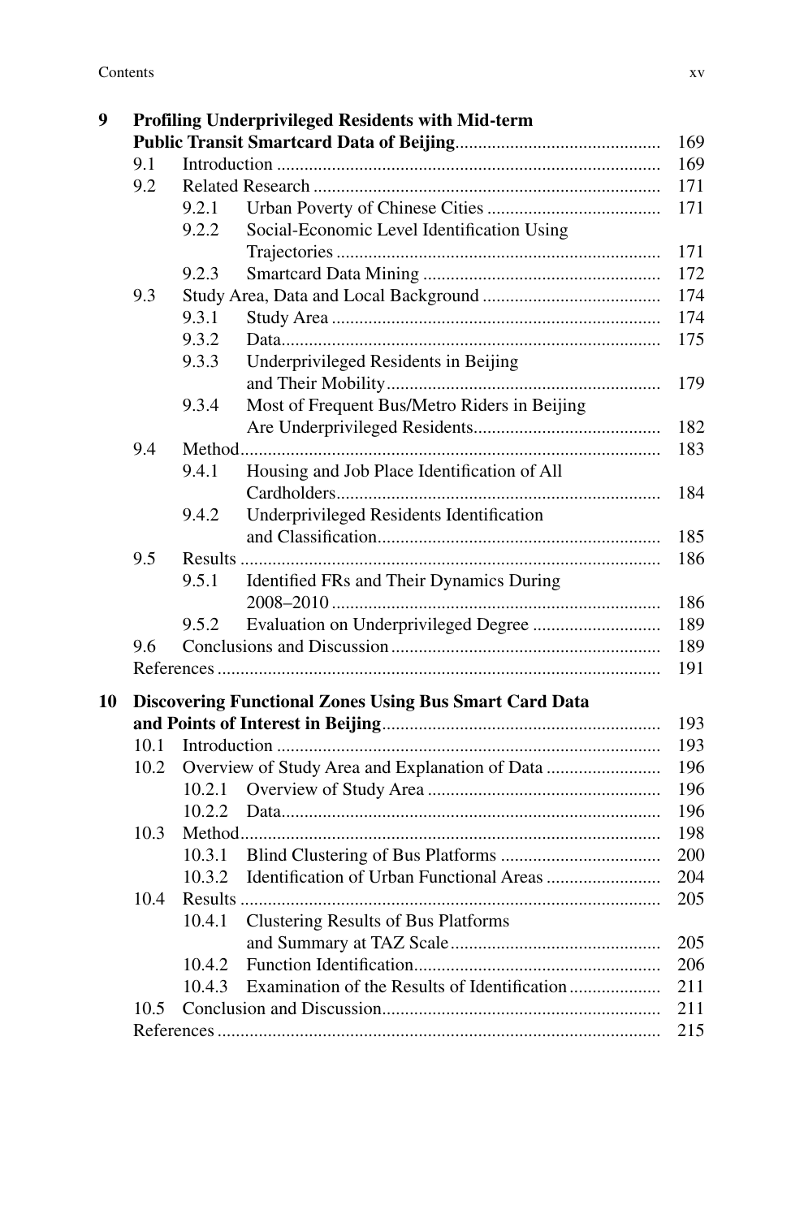**9 Profiling Underprivileged Residents with Mid-term Public Transit Smartcard Data of Beijing** ... 169

- 9.1 Introduction ... 169
- 9.2 Related Research ... 171
  - 9.2.1 Urban Poverty of Chinese Cities ... 171
  - 9.2.2 Social-Economic Level Identification Using Trajectories ... 171
  - 9.2.3 Smartcard Data Mining ... 172
- 9.3 Study Area, Data and Local Background ... 174
  - 9.3.1 Study Area ... 174
  - 9.3.2 Data ... 175
  - 9.3.3 Underprivileged Residents in Beijing and Their Mobility ... 179
  - 9.3.4 Most of Frequent Bus/Metro Riders in Beijing Are Underprivileged Residents ... 182
- 9.4 Method ... 183
  - 9.4.1 Housing and Job Place Identification of All Cardholders ... 184
  - 9.4.2 Underprivileged Residents Identification and Classification ... 185
- 9.5 Results ... 186
  - 9.5.1 Identified FRs and Their Dynamics During 2008–2010 ... 186
  - 9.5.2 Evaluation on Underprivileged Degree ... 189
- 9.6 Conclusions and Discussion ... 189
- References ... 191

**10 Discovering Functional Zones Using Bus Smart Card Data and Points of Interest in Beijing** ... 193

- 10.1 Introduction ... 193
- 10.2 Overview of Study Area and Explanation of Data ... 196
  - 10.2.1 Overview of Study Area ... 196
  - 10.2.2 Data ... 196
- 10.3 Method ... 198
  - 10.3.1 Blind Clustering of Bus Platforms ... 200
  - 10.3.2 Identification of Urban Functional Areas ... 204
- 10.4 Results ... 205
  - 10.4.1 Clustering Results of Bus Platforms and Summary at TAZ Scale ... 205
  - 10.4.2 Function Identification ... 206
  - 10.4.3 Examination of the Results of Identification ... 211
- 10.5 Conclusion and Discussion ... 211
- References ... 215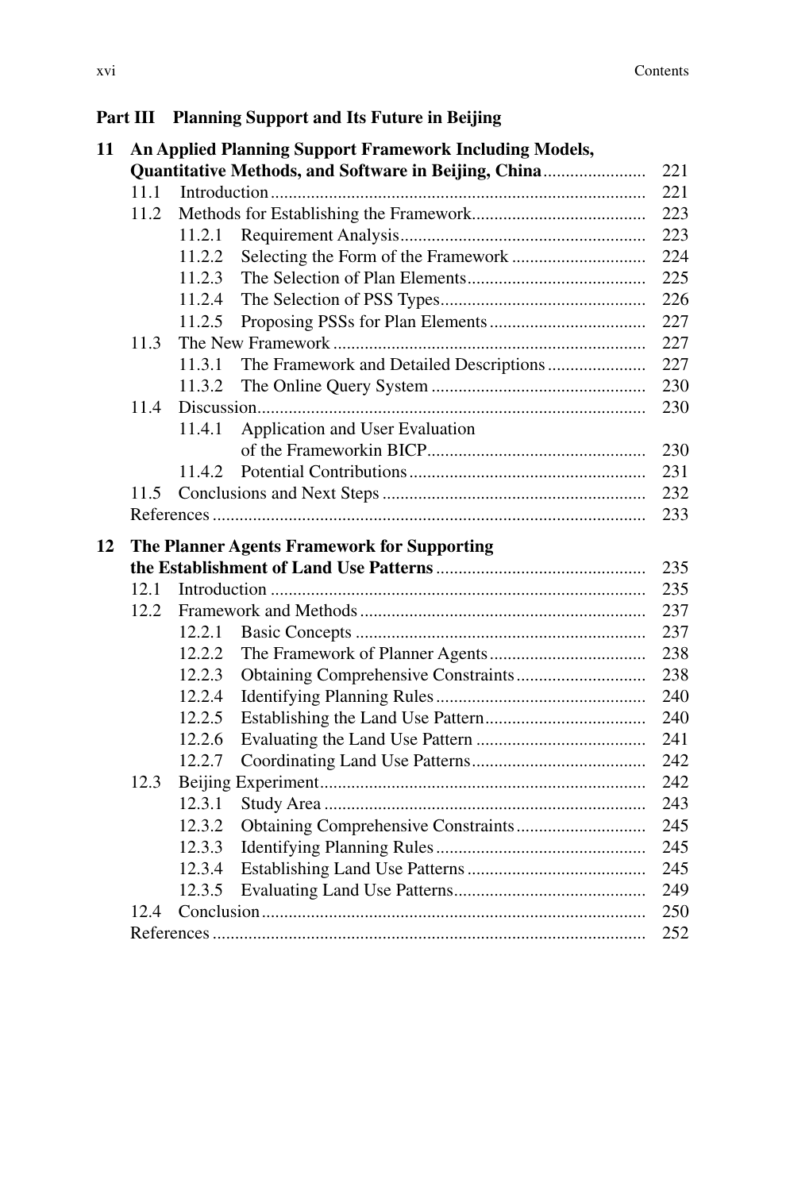**Part III Planning Support and Its Future in Beijing**

**11 An Applied Planning Support Framework Including Models, Quantitative Methods, and Software in Beijing, China** ....... 221

- 11.1 Introduction ....... 221
- 11.2 Methods for Establishing the Framework ....... 223
  - 11.2.1 Requirement Analysis ....... 223
  - 11.2.2 Selecting the Form of the Framework ....... 224
  - 11.2.3 The Selection of Plan Elements ....... 225
  - 11.2.4 The Selection of PSS Types ....... 226
  - 11.2.5 Proposing PSSs for Plan Elements ....... 227
- 11.3 The New Framework ....... 227
  - 11.3.1 The Framework and Detailed Descriptions ....... 227
  - 11.3.2 The Online Query System ....... 230
- 11.4 Discussion ....... 230
  - 11.4.1 Application and User Evaluation of the Frameworkin BICP ....... 230
  - 11.4.2 Potential Contributions ....... 231
- 11.5 Conclusions and Next Steps ....... 232
- References ....... 233

**12 The Planner Agents Framework for Supporting the Establishment of Land Use Patterns** ....... 235

- 12.1 Introduction ....... 235
- 12.2 Framework and Methods ....... 237
  - 12.2.1 Basic Concepts ....... 237
  - 12.2.2 The Framework of Planner Agents ....... 238
  - 12.2.3 Obtaining Comprehensive Constraints ....... 238
  - 12.2.4 Identifying Planning Rules ....... 240
  - 12.2.5 Establishing the Land Use Pattern ....... 240
  - 12.2.6 Evaluating the Land Use Pattern ....... 241
  - 12.2.7 Coordinating Land Use Patterns ....... 242
- 12.3 Beijing Experiment ....... 242
  - 12.3.1 Study Area ....... 243
  - 12.3.2 Obtaining Comprehensive Constraints ....... 245
  - 12.3.3 Identifying Planning Rules ....... 245
  - 12.3.4 Establishing Land Use Patterns ....... 245
  - 12.3.5 Evaluating Land Use Patterns ....... 249
- 12.4 Conclusion ....... 250
- References ....... 252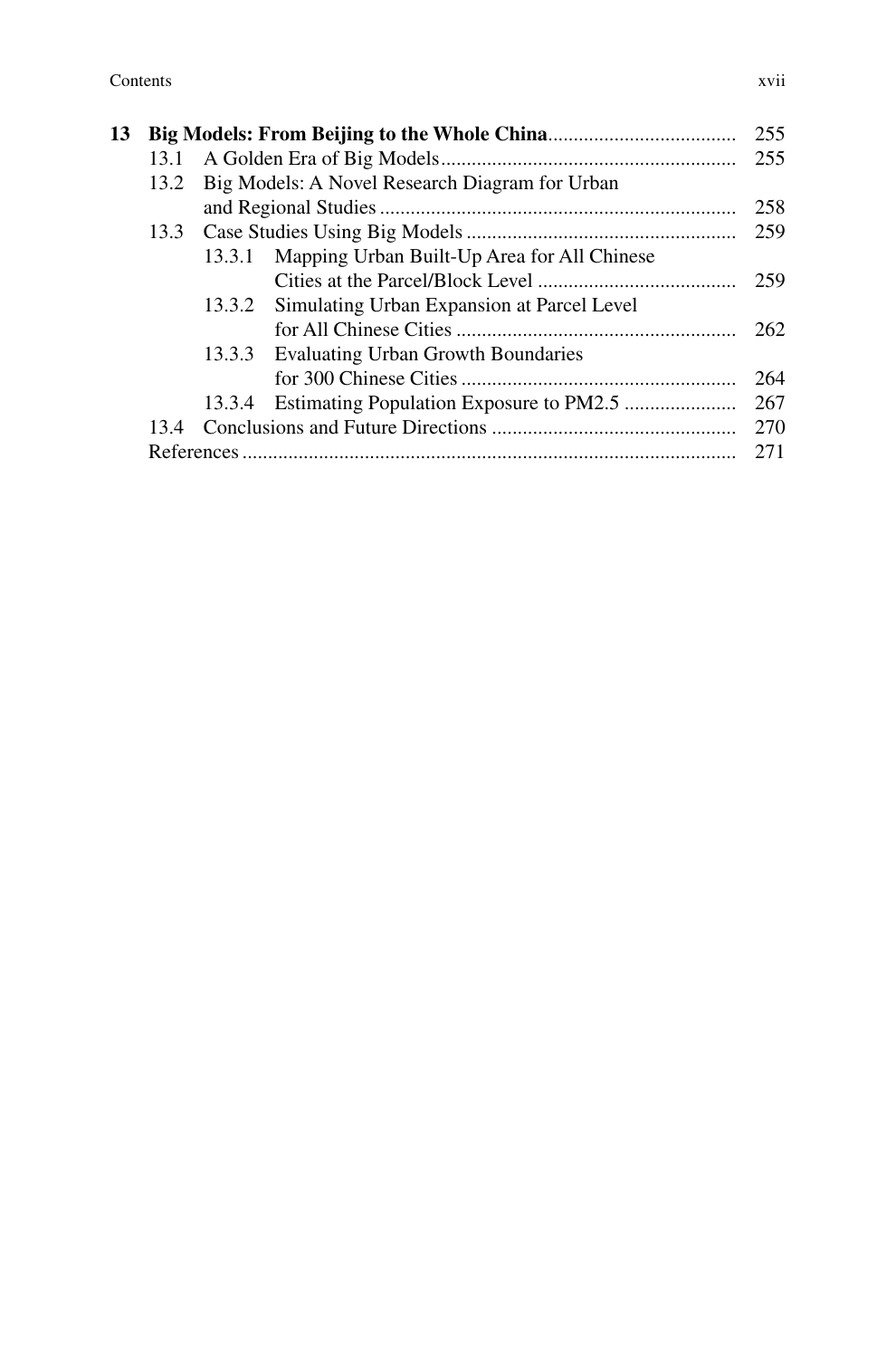**13 Big Models: From Beijing to the Whole China** ..... 255

- 13.1 A Golden Era of Big Models ..... 255
- 13.2 Big Models: A Novel Research Diagram for Urban and Regional Studies ..... 258
- 13.3 Case Studies Using Big Models ..... 259
  - 13.3.1 Mapping Urban Built-Up Area for All Chinese Cities at the Parcel/Block Level ..... 259
  - 13.3.2 Simulating Urban Expansion at Parcel Level for All Chinese Cities ..... 262
  - 13.3.3 Evaluating Urban Growth Boundaries for 300 Chinese Cities ..... 264
  - 13.3.4 Estimating Population Exposure to PM2.5 ..... 267
- 13.4 Conclusions and Future Directions ..... 270
- References ..... 271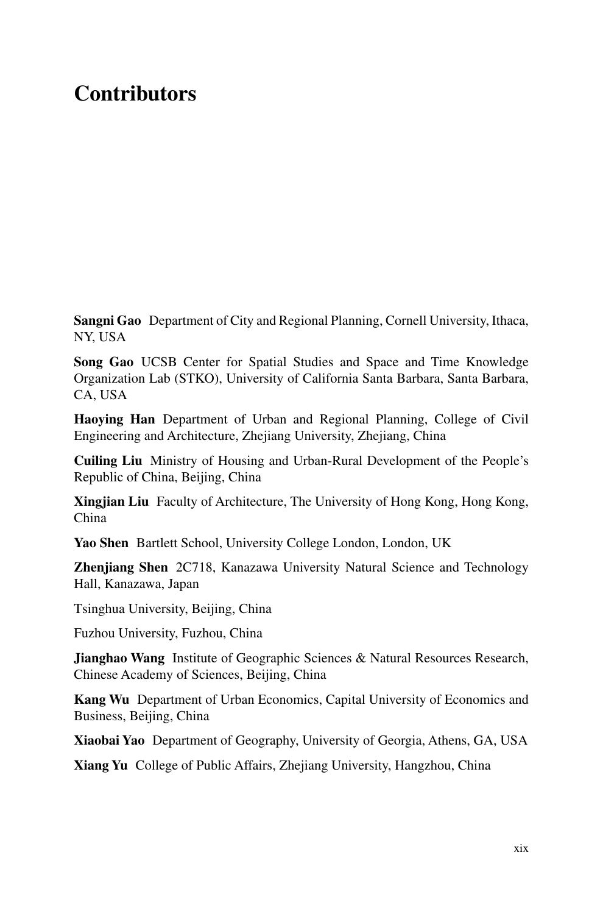# Contributors

**Sangni Gao** Department of City and Regional Planning, Cornell University, Ithaca, NY, USA

**Song Gao** UCSB Center for Spatial Studies and Space and Time Knowledge Organization Lab (STKO), University of California Santa Barbara, Santa Barbara, CA, USA

**Haoying Han** Department of Urban and Regional Planning, College of Civil Engineering and Architecture, Zhejiang University, Zhejiang, China

**Cuiling Liu** Ministry of Housing and Urban-Rural Development of the People's Republic of China, Beijing, China

**Xingjian Liu** Faculty of Architecture, The University of Hong Kong, Hong Kong, China

**Yao Shen** Bartlett School, University College London, London, UK

**Zhenjiang Shen** 2C718, Kanazawa University Natural Science and Technology Hall, Kanazawa, Japan

Tsinghua University, Beijing, China

Fuzhou University, Fuzhou, China

**Jianghao Wang** Institute of Geographic Sciences & Natural Resources Research, Chinese Academy of Sciences, Beijing, China

**Kang Wu** Department of Urban Economics, Capital University of Economics and Business, Beijing, China

**Xiaobai Yao** Department of Geography, University of Georgia, Athens, GA, USA

**Xiang Yu** College of Public Affairs, Zhejiang University, Hangzhou, China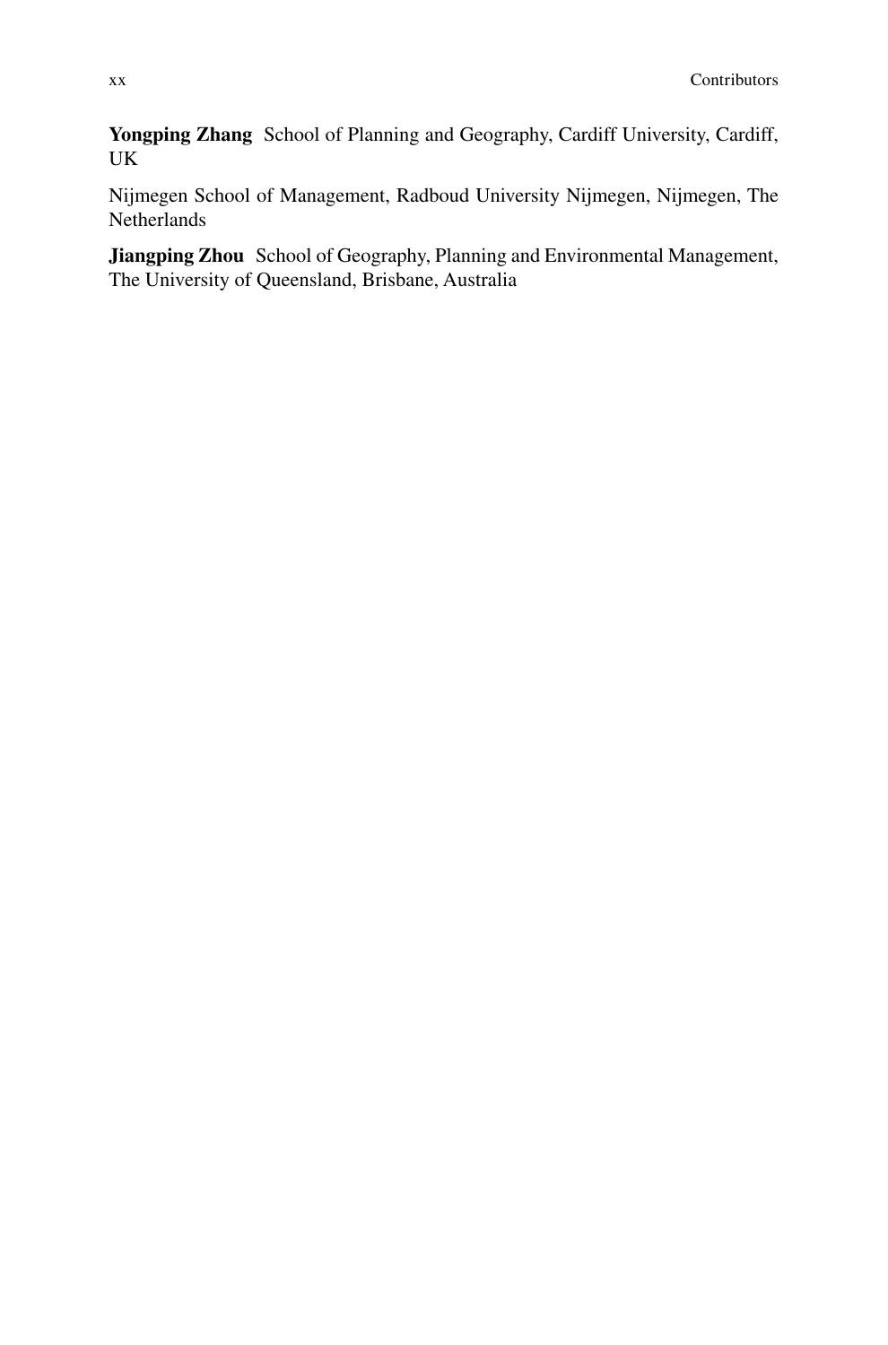**Yongping Zhang** School of Planning and Geography, Cardiff University, Cardiff, UK

Nijmegen School of Management, Radboud University Nijmegen, Nijmegen, The Netherlands

**Jiangping Zhou** School of Geography, Planning and Environmental Management, The University of Queensland, Brisbane, Australia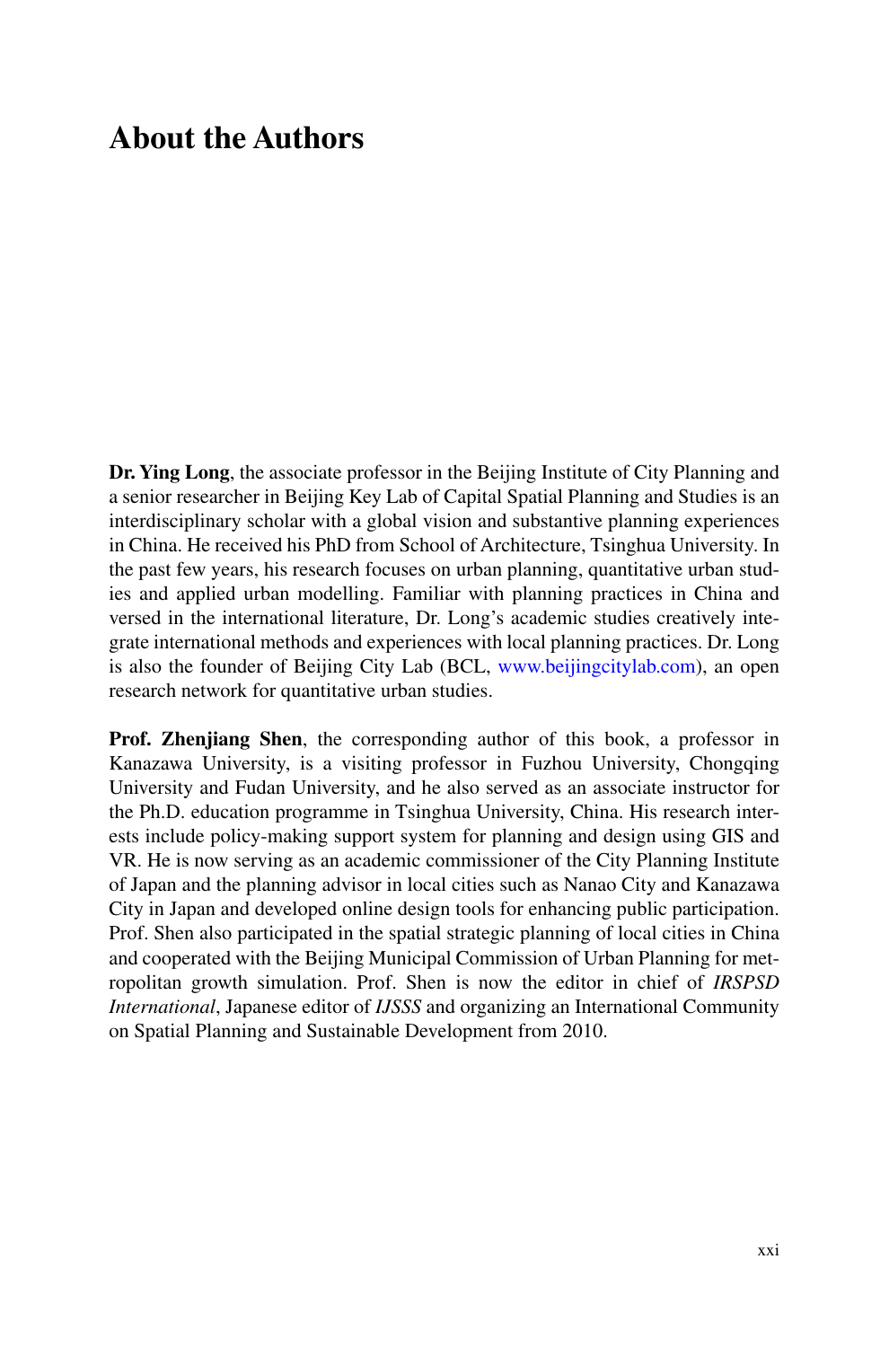# About the Authors

**Dr. Ying Long**, the associate professor in the Beijing Institute of City Planning and a senior researcher in Beijing Key Lab of Capital Spatial Planning and Studies is an interdisciplinary scholar with a global vision and substantive planning experiences in China. He received his PhD from School of Architecture, Tsinghua University. In the past few years, his research focuses on urban planning, quantitative urban studies and applied urban modelling. Familiar with planning practices in China and versed in the international literature, Dr. Long's academic studies creatively integrate international methods and experiences with local planning practices. Dr. Long is also the founder of Beijing City Lab (BCL, www.beijingcitylab.com), an open research network for quantitative urban studies.

**Prof. Zhenjiang Shen**, the corresponding author of this book, a professor in Kanazawa University, is a visiting professor in Fuzhou University, Chongqing University and Fudan University, and he also served as an associate instructor for the Ph.D. education programme in Tsinghua University, China. His research interests include policy-making support system for planning and design using GIS and VR. He is now serving as an academic commissioner of the City Planning Institute of Japan and the planning advisor in local cities such as Nanao City and Kanazawa City in Japan and developed online design tools for enhancing public participation. Prof. Shen also participated in the spatial strategic planning of local cities in China and cooperated with the Beijing Municipal Commission of Urban Planning for metropolitan growth simulation. Prof. Shen is now the editor in chief of *IRSPSD International*, Japanese editor of *IJSSS* and organizing an International Community on Spatial Planning and Sustainable Development from 2010.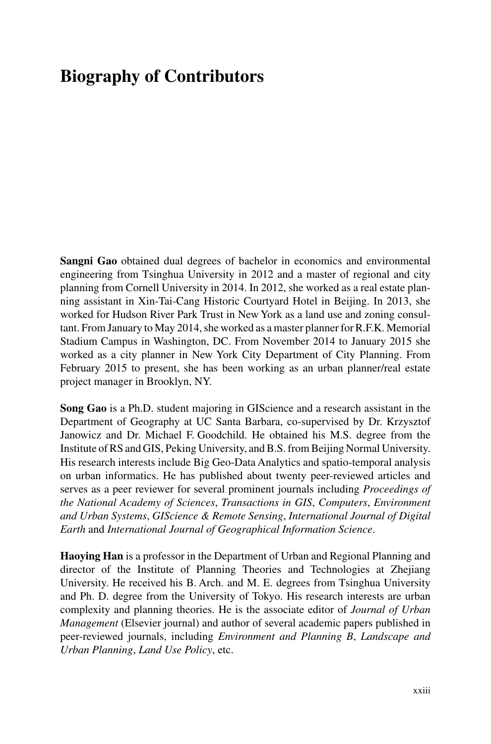# Biography of Contributors

**Sangni Gao** obtained dual degrees of bachelor in economics and environmental engineering from Tsinghua University in 2012 and a master of regional and city planning from Cornell University in 2014. In 2012, she worked as a real estate planning assistant in Xin-Tai-Cang Historic Courtyard Hotel in Beijing. In 2013, she worked for Hudson River Park Trust in New York as a land use and zoning consultant. From January to May 2014, she worked as a master planner for R.F.K. Memorial Stadium Campus in Washington, DC. From November 2014 to January 2015 she worked as a city planner in New York City Department of City Planning. From February 2015 to present, she has been working as an urban planner/real estate project manager in Brooklyn, NY.

**Song Gao** is a Ph.D. student majoring in GIScience and a research assistant in the Department of Geography at UC Santa Barbara, co-supervised by Dr. Krzysztof Janowicz and Dr. Michael F. Goodchild. He obtained his M.S. degree from the Institute of RS and GIS, Peking University, and B.S. from Beijing Normal University. His research interests include Big Geo-Data Analytics and spatio-temporal analysis on urban informatics. He has published about twenty peer-reviewed articles and serves as a peer reviewer for several prominent journals including *Proceedings of the National Academy of Sciences*, *Transactions in GIS*, *Computers*, *Environment and Urban Systems*, *GIScience & Remote Sensing*, *International Journal of Digital Earth* and *International Journal of Geographical Information Science*.

**Haoying Han** is a professor in the Department of Urban and Regional Planning and director of the Institute of Planning Theories and Technologies at Zhejiang University. He received his B. Arch. and M. E. degrees from Tsinghua University and Ph. D. degree from the University of Tokyo. His research interests are urban complexity and planning theories. He is the associate editor of *Journal of Urban Management* (Elsevier journal) and author of several academic papers published in peer-reviewed journals, including *Environment and Planning B*, *Landscape and Urban Planning*, *Land Use Policy*, etc.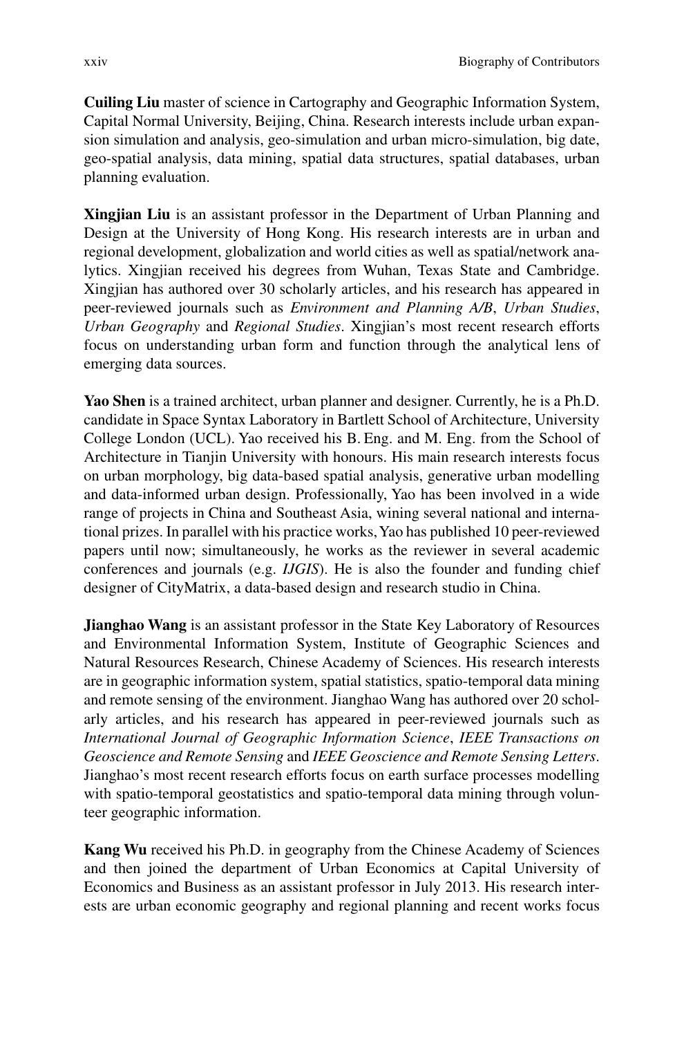**Cuiling Liu** master of science in Cartography and Geographic Information System, Capital Normal University, Beijing, China. Research interests include urban expansion simulation and analysis, geo-simulation and urban micro-simulation, big date, geo-spatial analysis, data mining, spatial data structures, spatial databases, urban planning evaluation.

**Xingjian Liu** is an assistant professor in the Department of Urban Planning and Design at the University of Hong Kong. His research interests are in urban and regional development, globalization and world cities as well as spatial/network analytics. Xingjian received his degrees from Wuhan, Texas State and Cambridge. Xingjian has authored over 30 scholarly articles, and his research has appeared in peer-reviewed journals such as *Environment and Planning A/B*, *Urban Studies*, *Urban Geography* and *Regional Studies*. Xingjian's most recent research efforts focus on understanding urban form and function through the analytical lens of emerging data sources.

**Yao Shen** is a trained architect, urban planner and designer. Currently, he is a Ph.D. candidate in Space Syntax Laboratory in Bartlett School of Architecture, University College London (UCL). Yao received his B. Eng. and M. Eng. from the School of Architecture in Tianjin University with honours. His main research interests focus on urban morphology, big data-based spatial analysis, generative urban modelling and data-informed urban design. Professionally, Yao has been involved in a wide range of projects in China and Southeast Asia, wining several national and international prizes. In parallel with his practice works, Yao has published 10 peer-reviewed papers until now; simultaneously, he works as the reviewer in several academic conferences and journals (e.g. *IJGIS*). He is also the founder and funding chief designer of CityMatrix, a data-based design and research studio in China.

**Jianghao Wang** is an assistant professor in the State Key Laboratory of Resources and Environmental Information System, Institute of Geographic Sciences and Natural Resources Research, Chinese Academy of Sciences. His research interests are in geographic information system, spatial statistics, spatio-temporal data mining and remote sensing of the environment. Jianghao Wang has authored over 20 scholarly articles, and his research has appeared in peer-reviewed journals such as *International Journal of Geographic Information Science*, *IEEE Transactions on Geoscience and Remote Sensing* and *IEEE Geoscience and Remote Sensing Letters*. Jianghao's most recent research efforts focus on earth surface processes modelling with spatio-temporal geostatistics and spatio-temporal data mining through volunteer geographic information.

**Kang Wu** received his Ph.D. in geography from the Chinese Academy of Sciences and then joined the department of Urban Economics at Capital University of Economics and Business as an assistant professor in July 2013. His research interests are urban economic geography and regional planning and recent works focus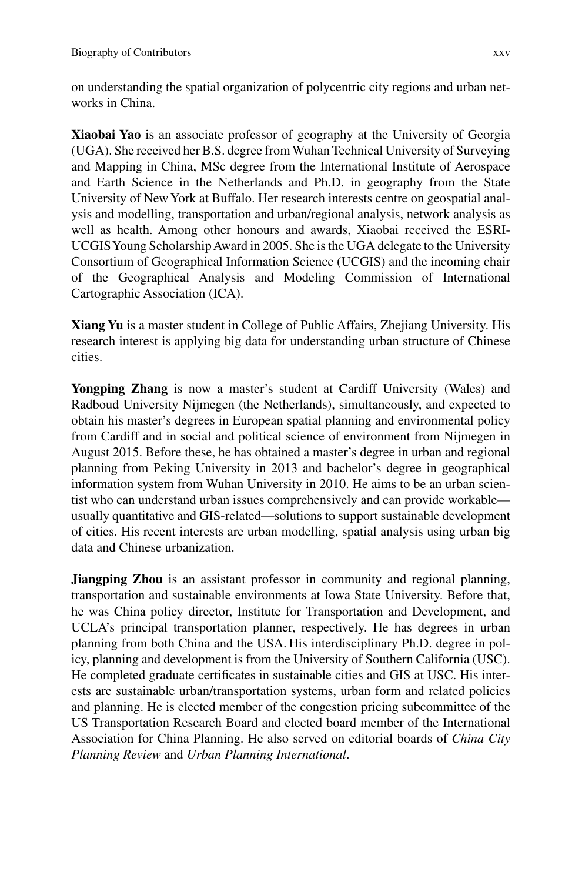on understanding the spatial organization of polycentric city regions and urban networks in China.

**Xiaobai Yao** is an associate professor of geography at the University of Georgia (UGA). She received her B.S. degree from Wuhan Technical University of Surveying and Mapping in China, MSc degree from the International Institute of Aerospace and Earth Science in the Netherlands and Ph.D. in geography from the State University of New York at Buffalo. Her research interests centre on geospatial analysis and modelling, transportation and urban/regional analysis, network analysis as well as health. Among other honours and awards, Xiaobai received the ESRI-UCGIS Young Scholarship Award in 2005. She is the UGA delegate to the University Consortium of Geographical Information Science (UCGIS) and the incoming chair of the Geographical Analysis and Modeling Commission of International Cartographic Association (ICA).

**Xiang Yu** is a master student in College of Public Affairs, Zhejiang University. His research interest is applying big data for understanding urban structure of Chinese cities.

**Yongping Zhang** is now a master's student at Cardiff University (Wales) and Radboud University Nijmegen (the Netherlands), simultaneously, and expected to obtain his master's degrees in European spatial planning and environmental policy from Cardiff and in social and political science of environment from Nijmegen in August 2015. Before these, he has obtained a master's degree in urban and regional planning from Peking University in 2013 and bachelor's degree in geographical information system from Wuhan University in 2010. He aims to be an urban scientist who can understand urban issues comprehensively and can provide workable—usually quantitative and GIS-related—solutions to support sustainable development of cities. His recent interests are urban modelling, spatial analysis using urban big data and Chinese urbanization.

**Jiangping Zhou** is an assistant professor in community and regional planning, transportation and sustainable environments at Iowa State University. Before that, he was China policy director, Institute for Transportation and Development, and UCLA's principal transportation planner, respectively. He has degrees in urban planning from both China and the USA. His interdisciplinary Ph.D. degree in policy, planning and development is from the University of Southern California (USC). He completed graduate certificates in sustainable cities and GIS at USC. His interests are sustainable urban/transportation systems, urban form and related policies and planning. He is elected member of the congestion pricing subcommittee of the US Transportation Research Board and elected board member of the International Association for China Planning. He also served on editorial boards of *China City Planning Review* and *Urban Planning International*.